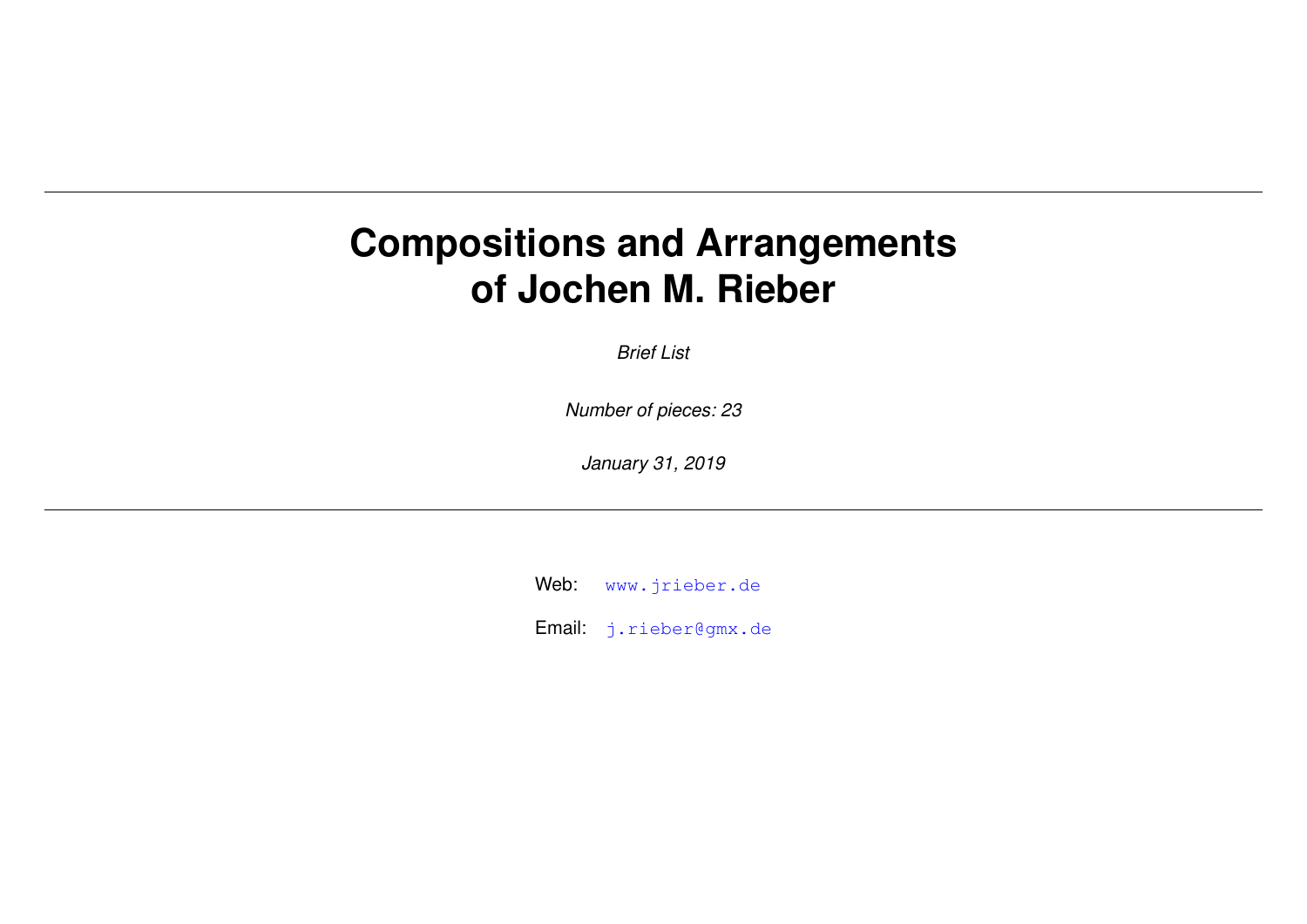---

# Compositions and Arrangements of Jochen M. Rieber

*Brief List*

*Number of pieces: 23*

*January 31, 2019*

---

Web: www.jrieber.de

Email: j.rieber@gmx.de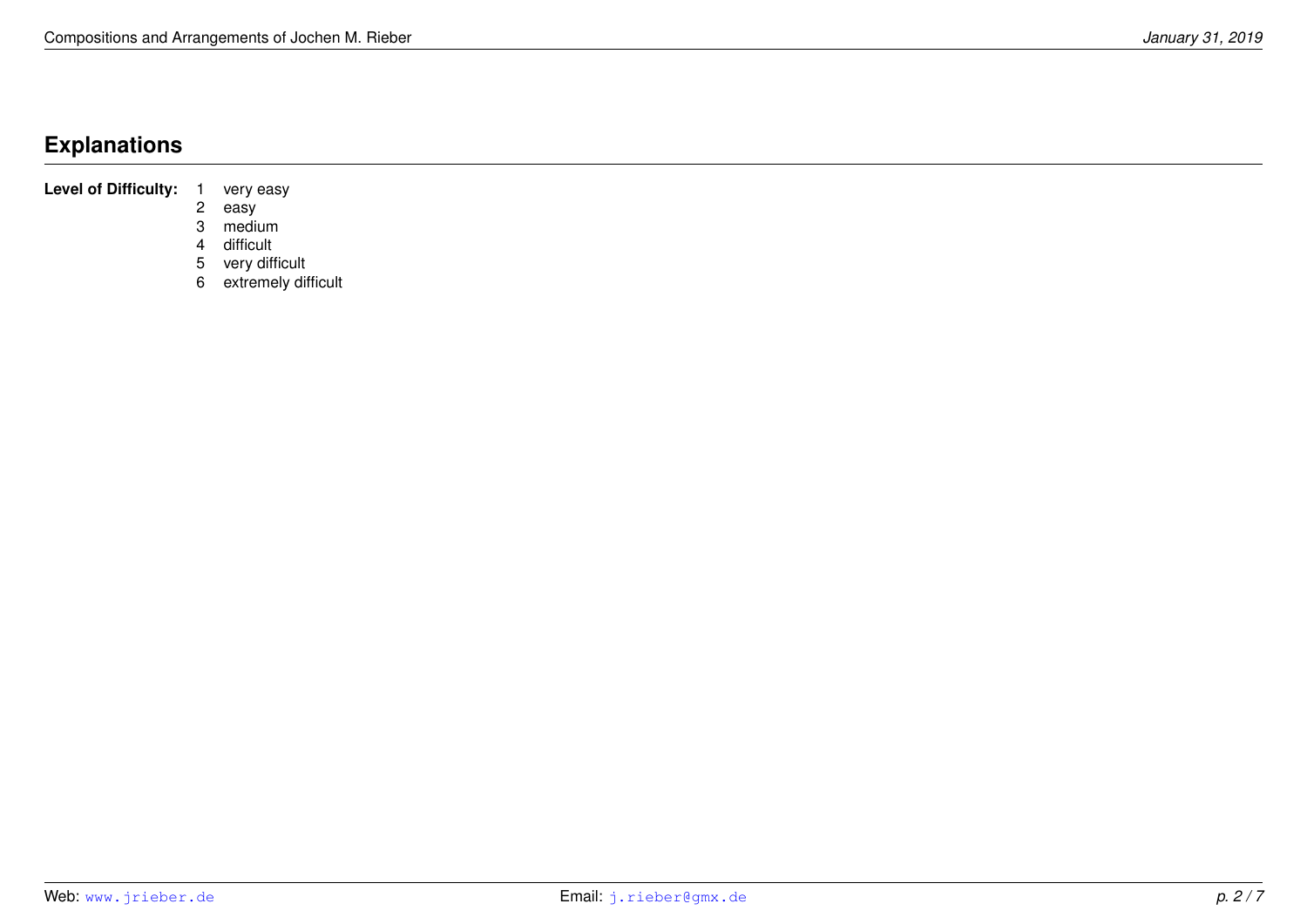## Explanations

**Level of Difficulty:**

| | |
|---|---|
| 1 | very easy |
| 2 | easy |
| 3 | medium |
| 4 | difficult |
| 5 | very difficult |
| 6 | extremely difficult |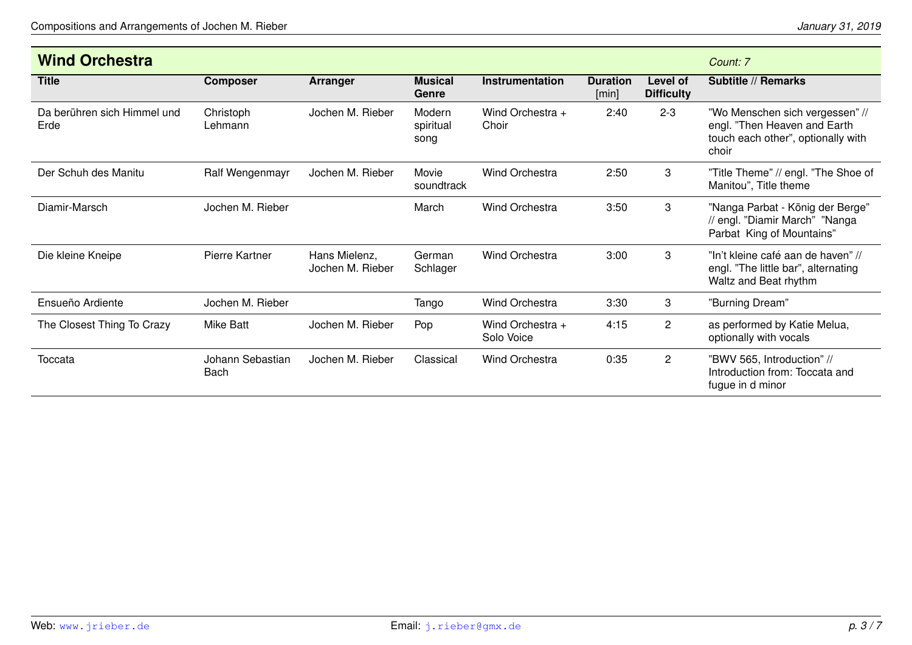## Wind Orchestra

*Count: 7*

| Title | Composer | Arranger | Musical Genre | Instrumentation | Duration [min] | Level of Difficulty | Subtitle // Remarks |
|---|---|---|---|---|---|---|---|
| Da berühren sich Himmel und Erde | Christoph Lehmann | Jochen M. Rieber | Modern spiritual song | Wind Orchestra + Choir | 2:40 | 2-3 | "Wo Menschen sich vergessen" // engl. "Then Heaven and Earth touch each other", optionally with choir |
| Der Schuh des Manitu | Ralf Wengenmayr | Jochen M. Rieber | Movie soundtrack | Wind Orchestra | 2:50 | 3 | "Title Theme" // engl. "The Shoe of Manitou", Title theme |
| Diamir-Marsch | Jochen M. Rieber | | March | Wind Orchestra | 3:50 | 3 | "Nanga Parbat - König der Berge" // engl. "Diamir March" "Nanga Parbat King of Mountains" |
| Die kleine Kneipe | Pierre Kartner | Hans Mielenz, Jochen M. Rieber | German Schlager | Wind Orchestra | 3:00 | 3 | "In't kleine café aan de haven" // engl. "The little bar", alternating Waltz and Beat rhythm |
| Ensueño Ardiente | Jochen M. Rieber | | Tango | Wind Orchestra | 3:30 | 3 | "Burning Dream" |
| The Closest Thing To Crazy | Mike Batt | Jochen M. Rieber | Pop | Wind Orchestra + Solo Voice | 4:15 | 2 | as performed by Katie Melua, optionally with vocals |
| Toccata | Johann Sebastian Bach | Jochen M. Rieber | Classical | Wind Orchestra | 0:35 | 2 | "BWV 565, Introduction" // Introduction from: Toccata and fugue in d minor |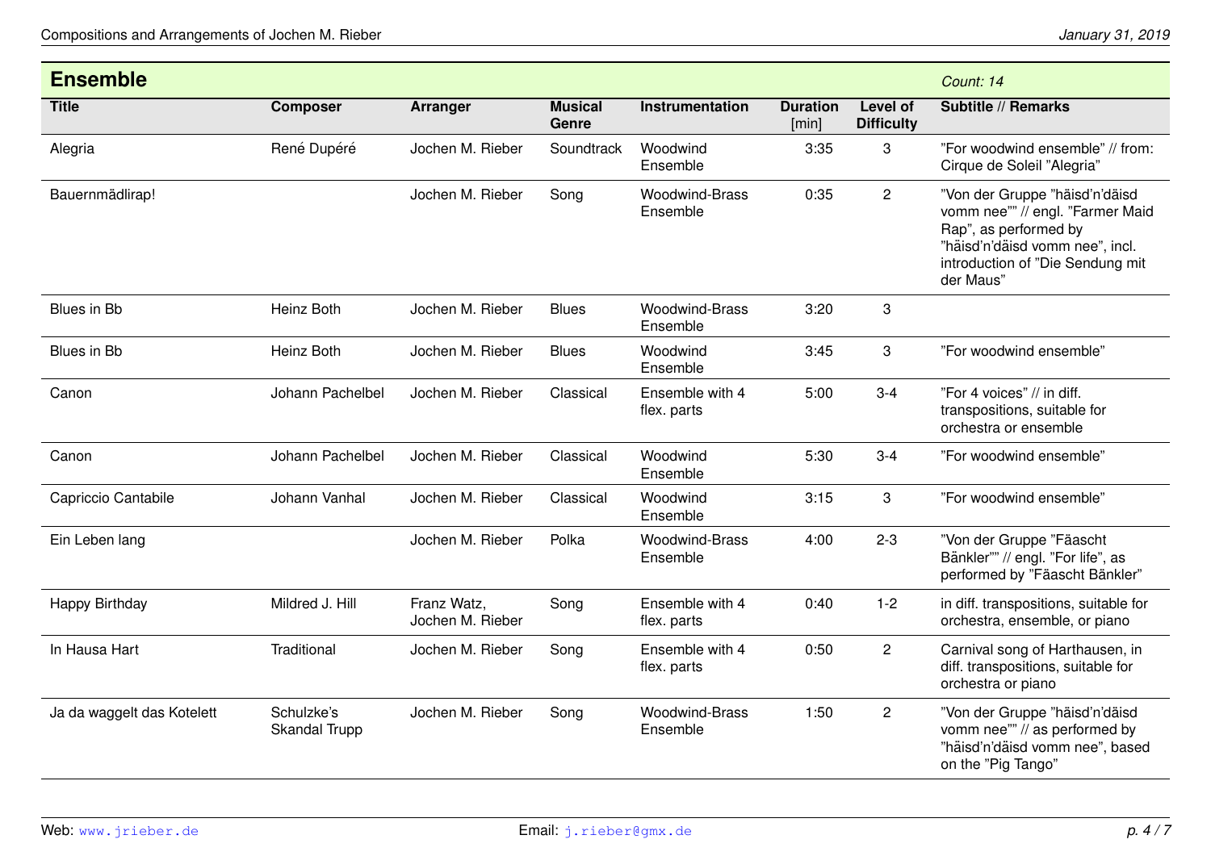## Ensemble

*Count: 14*

| Title | Composer | Arranger | Musical Genre | Instrumentation | Duration [min] | Level of Difficulty | Subtitle // Remarks |
|---|---|---|---|---|---|---|---|
| Alegria | René Dupéré | Jochen M. Rieber | Soundtrack | Woodwind Ensemble | 3:35 | 3 | ”For woodwind ensemble” // from: Cirque de Soleil ”Alegria” |
| Bauernmädlirap! | | Jochen M. Rieber | Song | Woodwind-Brass Ensemble | 0:35 | 2 | ”Von der Gruppe ”häisd'n'däisd vomm nee”” // engl. ”Farmer Maid Rap”, as performed by ”häisd'n'däisd vomm nee”, incl. introduction of ”Die Sendung mit der Maus” |
| Blues in Bb | Heinz Both | Jochen M. Rieber | Blues | Woodwind-Brass Ensemble | 3:20 | 3 | |
| Blues in Bb | Heinz Both | Jochen M. Rieber | Blues | Woodwind Ensemble | 3:45 | 3 | ”For woodwind ensemble” |
| Canon | Johann Pachelbel | Jochen M. Rieber | Classical | Ensemble with 4 flex. parts | 5:00 | 3-4 | ”For 4 voices” // in diff. transpositions, suitable for orchestra or ensemble |
| Canon | Johann Pachelbel | Jochen M. Rieber | Classical | Woodwind Ensemble | 5:30 | 3-4 | ”For woodwind ensemble” |
| Capriccio Cantabile | Johann Vanhal | Jochen M. Rieber | Classical | Woodwind Ensemble | 3:15 | 3 | ”For woodwind ensemble” |
| Ein Leben lang | | Jochen M. Rieber | Polka | Woodwind-Brass Ensemble | 4:00 | 2-3 | ”Von der Gruppe ”Fäascht Bänkler”” // engl. ”For life”, as performed by ”Fäascht Bänkler” |
| Happy Birthday | Mildred J. Hill | Franz Watz, Jochen M. Rieber | Song | Ensemble with 4 flex. parts | 0:40 | 1-2 | in diff. transpositions, suitable for orchestra, ensemble, or piano |
| In Hausa Hart | Traditional | Jochen M. Rieber | Song | Ensemble with 4 flex. parts | 0:50 | 2 | Carnival song of Harthausen, in diff. transpositions, suitable for orchestra or piano |
| Ja da waggelt das Kotelett | Schulzke's Skandal Trupp | Jochen M. Rieber | Song | Woodwind-Brass Ensemble | 1:50 | 2 | ”Von der Gruppe ”häisd'n'däisd vomm nee”” // as performed by ”häisd'n'däisd vomm nee”, based on the ”Pig Tango” |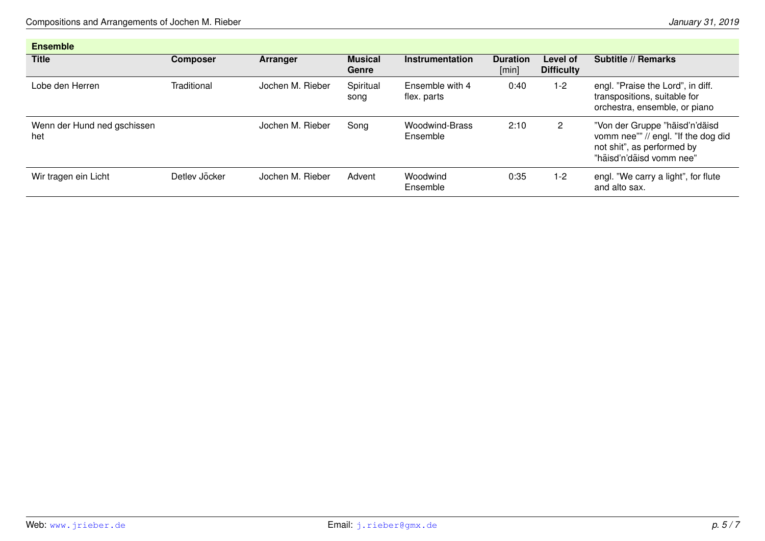## Ensemble

| Title | Composer | Arranger | Musical Genre | Instrumentation | Duration [min] | Level of Difficulty | Subtitle // Remarks |
|---|---|---|---|---|---|---|---|
| Lobe den Herren | Traditional | Jochen M. Rieber | Spiritual song | Ensemble with 4 flex. parts | 0:40 | 1-2 | engl. "Praise the Lord", in diff. transpositions, suitable for orchestra, ensemble, or piano |
| Wenn der Hund ned gschissen het | | Jochen M. Rieber | Song | Woodwind-Brass Ensemble | 2:10 | 2 | "Von der Gruppe "häisd'n'däisd vomm nee"" // engl. "If the dog did not shit", as performed by "häisd'n'däisd vomm nee" |
| Wir tragen ein Licht | Detlev Jöcker | Jochen M. Rieber | Advent | Woodwind Ensemble | 0:35 | 1-2 | engl. "We carry a light", for flute and alto sax. |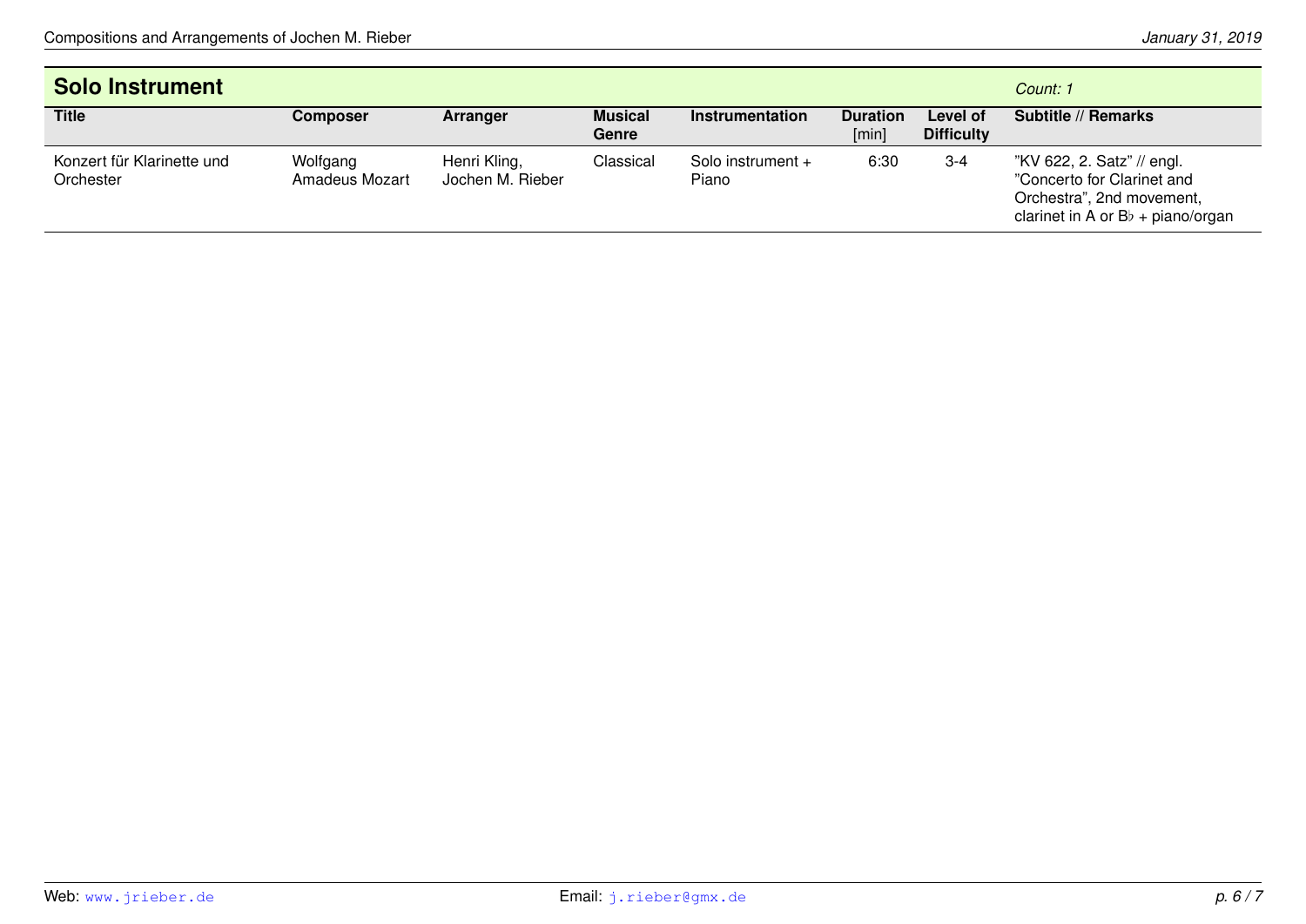## Solo Instrument

*Count: 1*

| Title | Composer | Arranger | Musical Genre | Instrumentation | Duration [min] | Level of Difficulty | Subtitle // Remarks |
|---|---|---|---|---|---|---|---|
| Konzert für Klarinette und Orchester | Wolfgang Amadeus Mozart | Henri Kling, Jochen M. Rieber | Classical | Solo instrument + Piano | 6:30 | 3-4 | "KV 622, 2. Satz" // engl. "Concerto for Clarinet and Orchestra", 2nd movement, clarinet in A or B♭ + piano/organ |

Web: www.jrieber.de

Email: j.rieber@gmx.de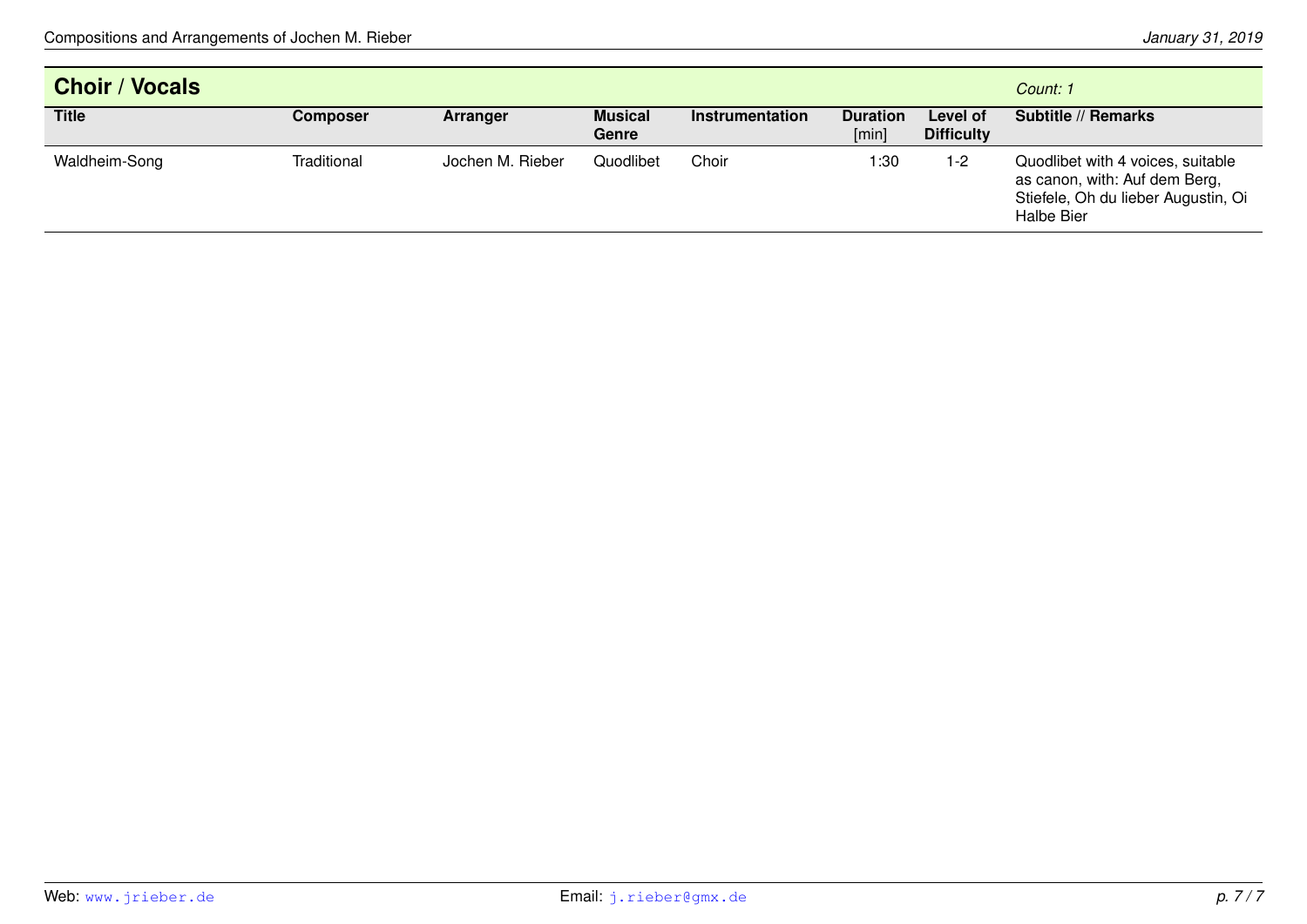## Choir / Vocals

*Count: 1*

| Title | Composer | Arranger | Musical Genre | Instrumentation | Duration [min] | Level of Difficulty | Subtitle // Remarks |
|---|---|---|---|---|---|---|---|
| Waldheim-Song | Traditional | Jochen M. Rieber | Quodlibet | Choir | 1:30 | 1-2 | Quodlibet with 4 voices, suitable as canon, with: Auf dem Berg, Stiefele, Oh du lieber Augustin, Oi Halbe Bier |